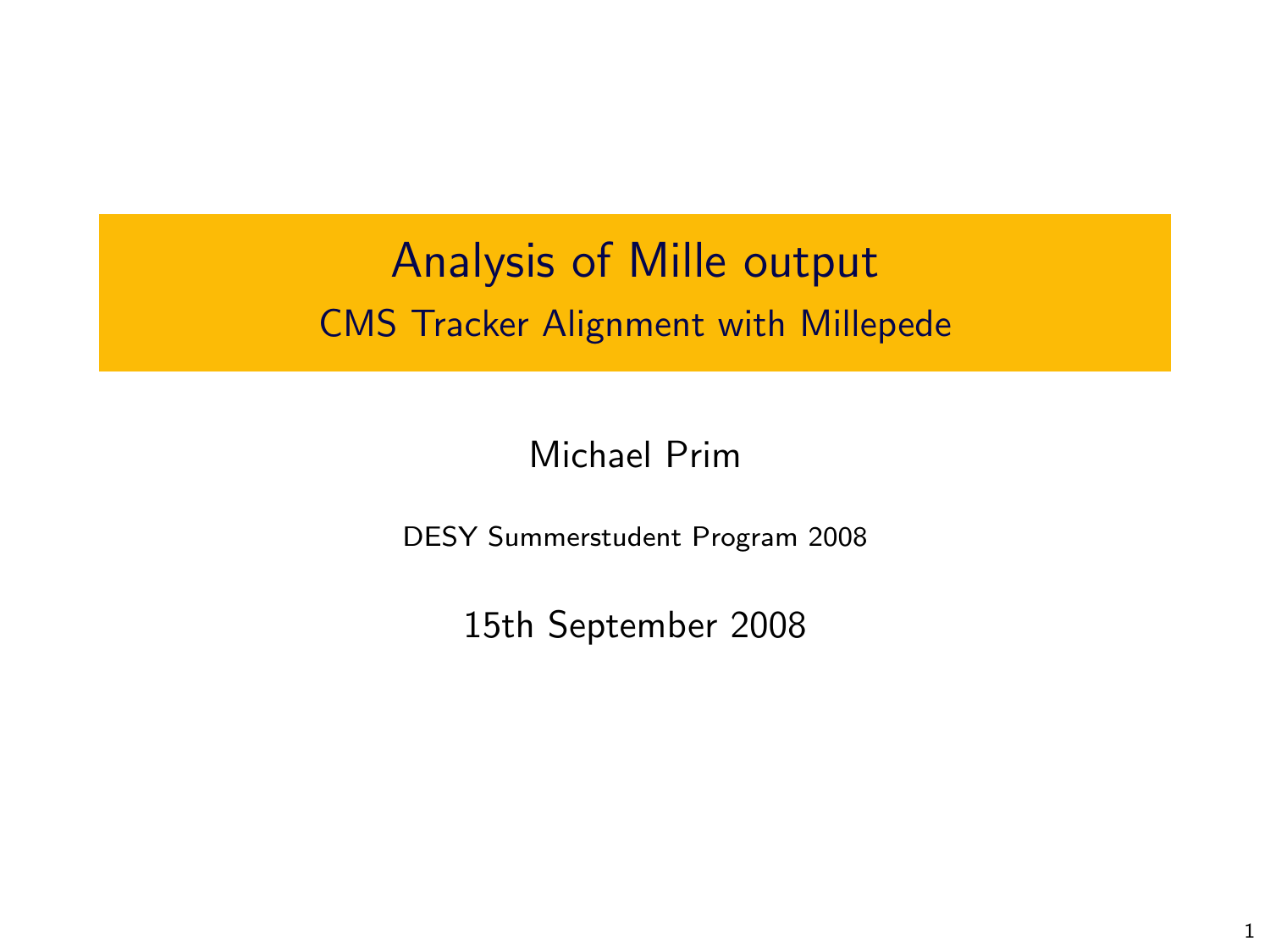# Analysis of Mille output

## CMS Tracker Alignment with Millepede

Michael Prim

DESY Summerstudent Program 2008

15th September 2008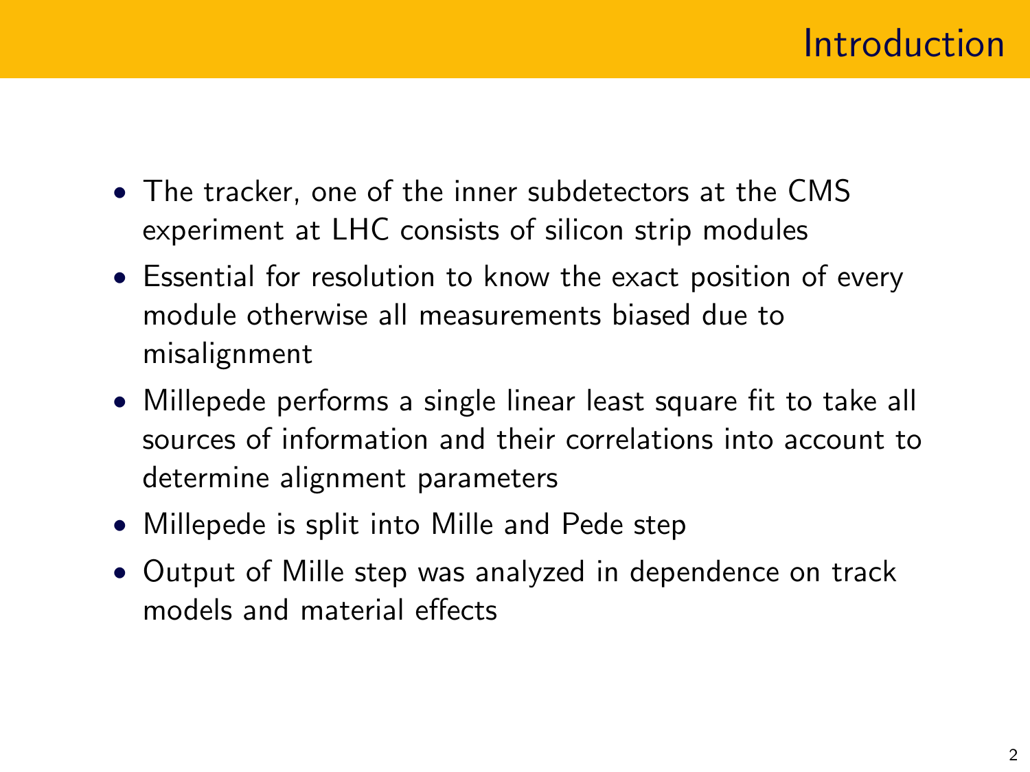# Introduction

- The tracker, one of the inner subdetectors at the CMS experiment at LHC consists of silicon strip modules
- Essential for resolution to know the exact position of every module otherwise all measurements biased due to misalignment
- Millepede performs a single linear least square fit to take all sources of information and their correlations into account to determine alignment parameters
- Millepede is split into Mille and Pede step
- Output of Mille step was analyzed in dependence on track models and material effects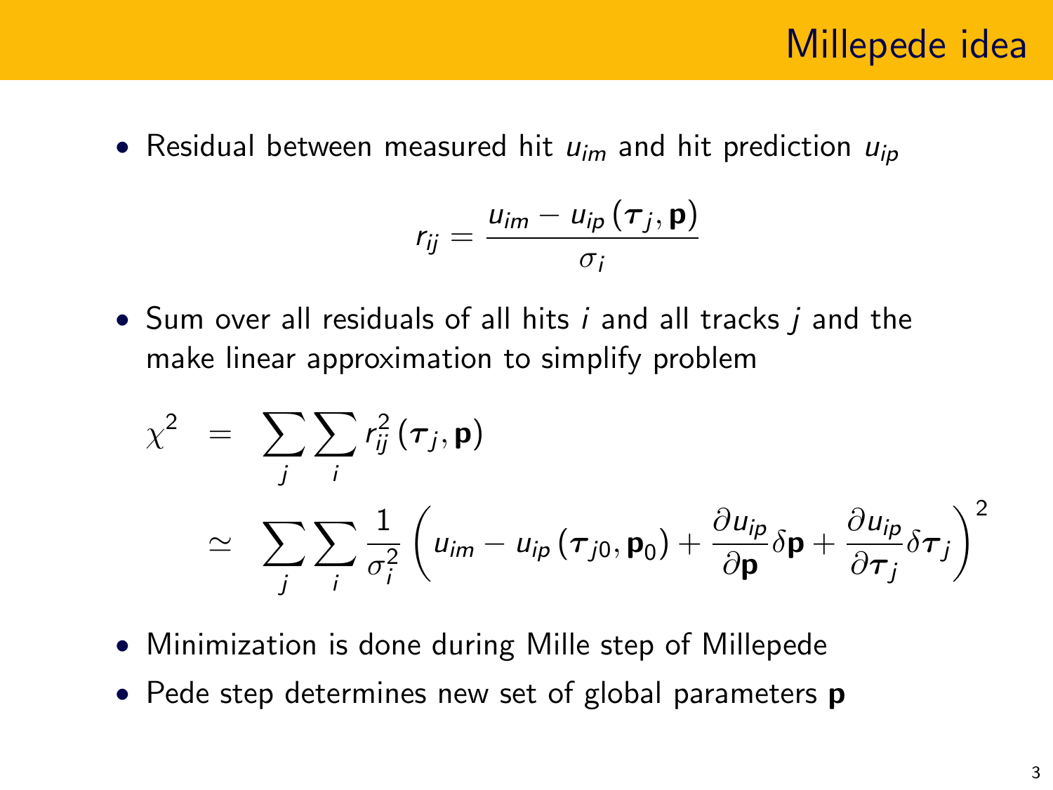# Millepede idea

- Residual between measured hit $u_{im}$ and hit prediction $u_{ip}$

$$r_{ij} = \frac{u_{im} - u_{ip}\left(\boldsymbol{\tau}_j, \mathbf{p}\right)}{\sigma_i}$$

- Sum over all residuals of all hits $i$ and all tracks $j$ and the make linear approximation to simplify problem

$$\begin{aligned}
\chi^2 &= \sum_j \sum_i r_{ij}^2\left(\boldsymbol{\tau}_j, \mathbf{p}\right) \\
&\simeq \sum_j \sum_i \frac{1}{\sigma_i^2}\left(u_{im} - u_{ip}\left(\boldsymbol{\tau}_{j0}, \mathbf{p}_0\right) + \frac{\partial u_{ip}}{\partial \mathbf{p}}\delta\mathbf{p} + \frac{\partial u_{ip}}{\partial \boldsymbol{\tau}_j}\delta\boldsymbol{\tau}_j\right)^2
\end{aligned}$$

- Minimization is done during Mille step of Millepede
- Pede step determines new set of global parameters $\mathbf{p}$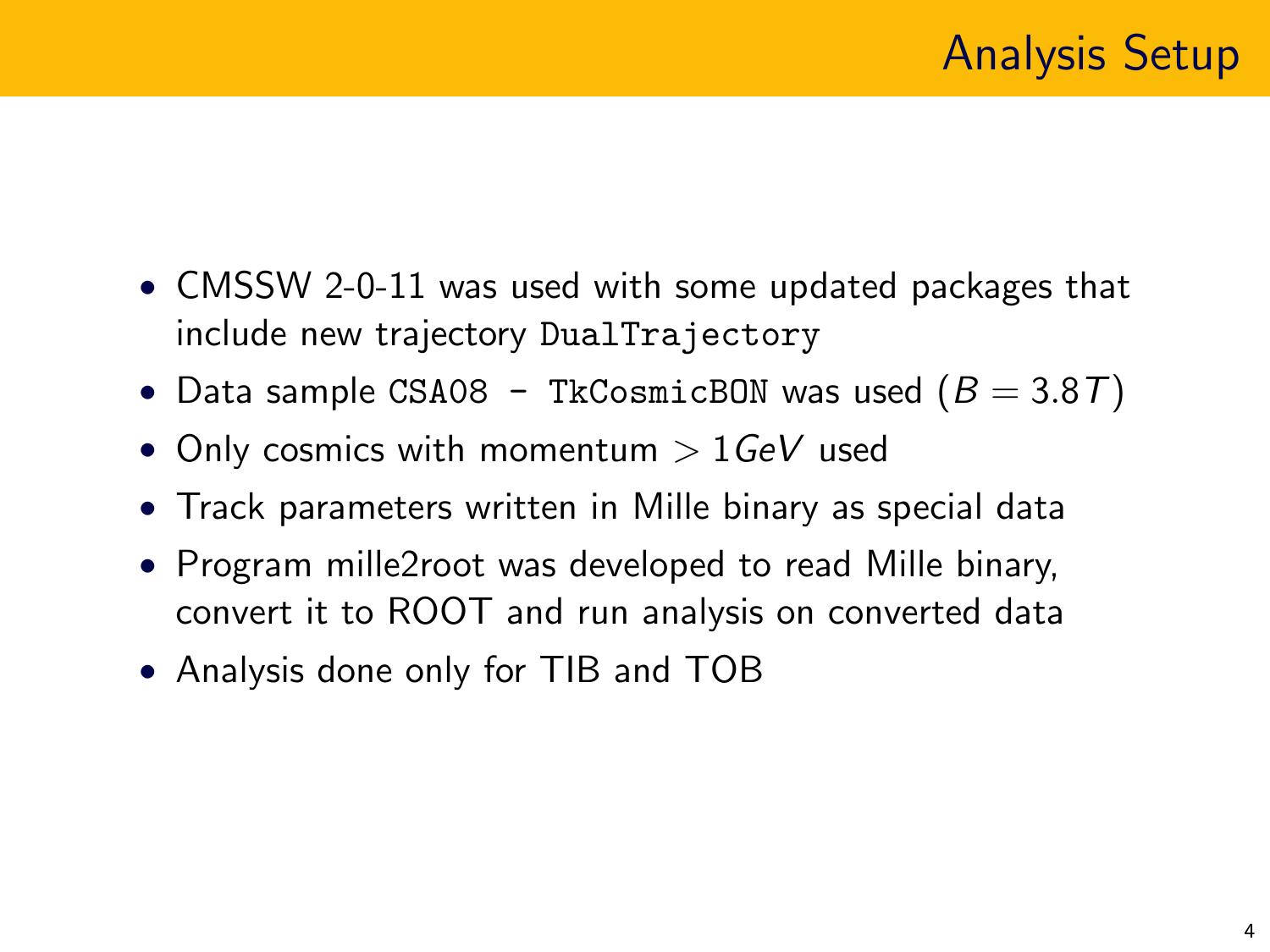# Analysis Setup

- CMSSW 2-0-11 was used with some updated packages that include new trajectory `DualTrajectory`
- Data sample `CSA08 - TkCosmicBON` was used ($B = 3.8T$)
- Only cosmics with momentum $> 1GeV$ used
- Track parameters written in Mille binary as special data
- Program mille2root was developed to read Mille binary, convert it to ROOT and run analysis on converted data
- Analysis done only for TIB and TOB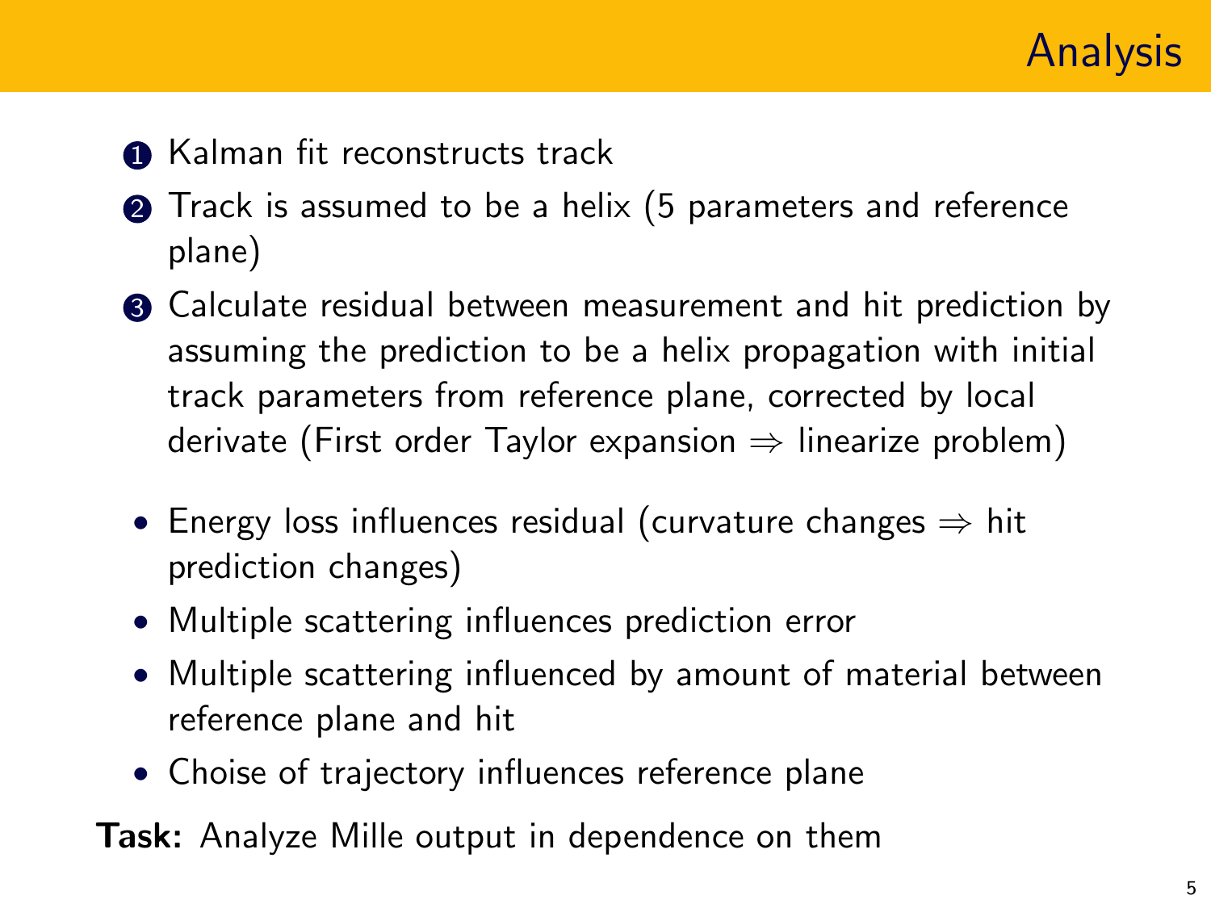# Analysis

1. Kalman fit reconstructs track
2. Track is assumed to be a helix (5 parameters and reference plane)
3. Calculate residual between measurement and hit prediction by assuming the prediction to be a helix propagation with initial track parameters from reference plane, corrected by local derivate (First order Taylor expansion $\Rightarrow$ linearize problem)

- Energy loss influences residual (curvature changes $\Rightarrow$ hit prediction changes)
- Multiple scattering influences prediction error
- Multiple scattering influenced by amount of material between reference plane and hit
- Choise of trajectory influences reference plane

**Task:** Analyze Mille output in dependence on them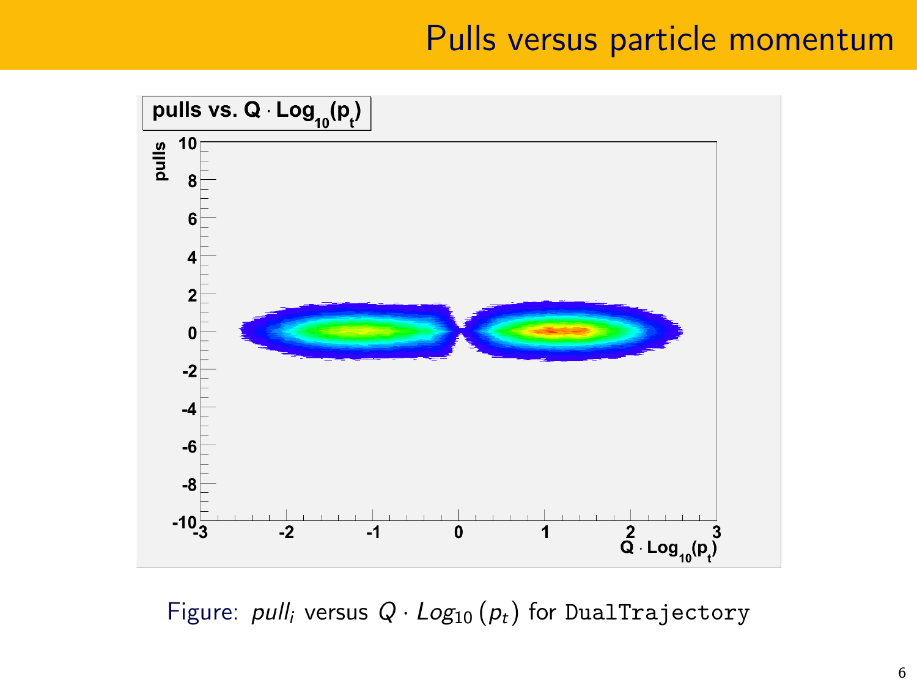# Pulls versus particle momentum

Figure: $pull_i$ versus $Q \cdot Log_{10}(p_t)$ for `DualTrajectory`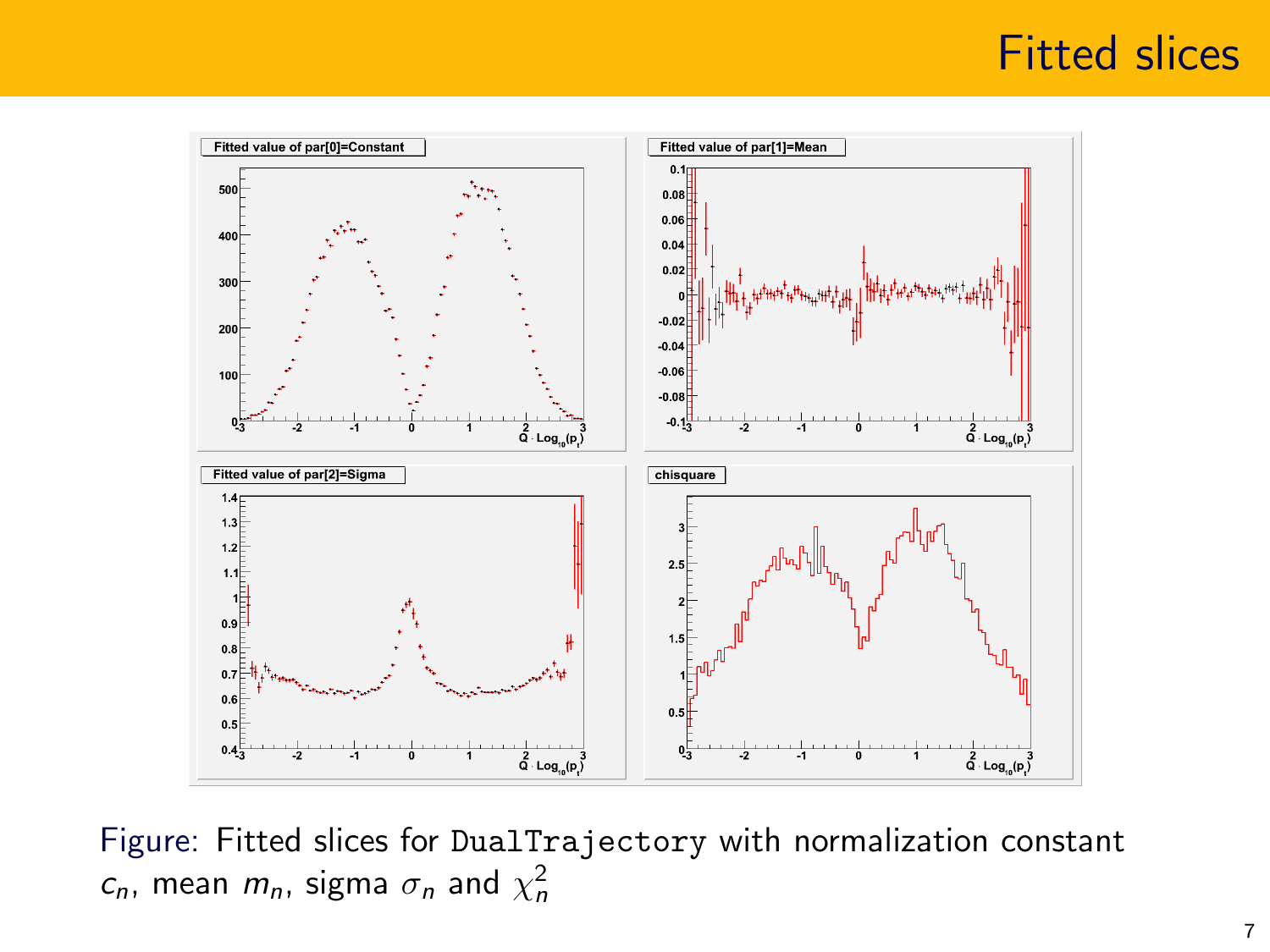# Fitted slices

Figure: Fitted slices for `DualTrajectory` with normalization constant $c_n$, mean $m_n$, sigma $\sigma_n$ and $\chi^2_n$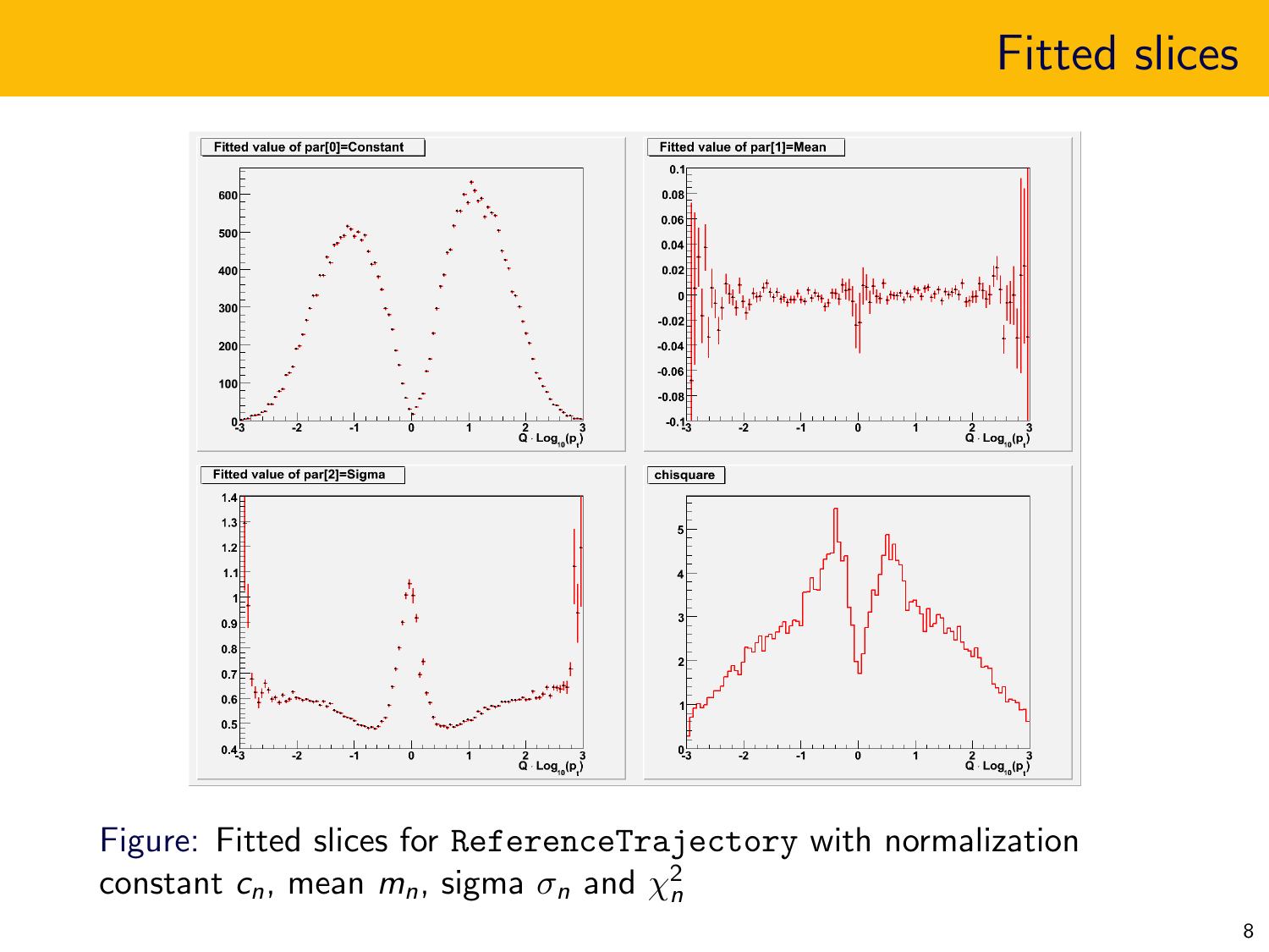# Fitted slices

Figure: Fitted slices for `ReferenceTrajectory` with normalization constant $c_n$, mean $m_n$, sigma $\sigma_n$ and $\chi^2_n$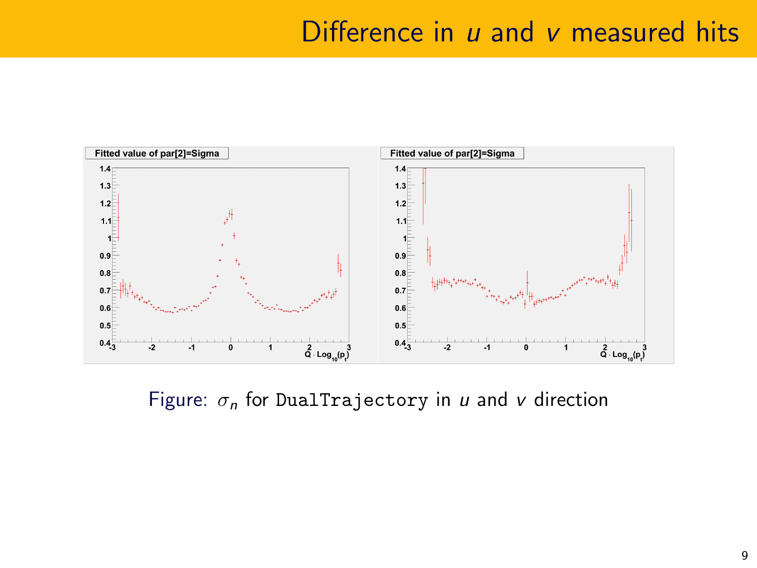# Difference in $u$ and $v$ measured hits

Figure: $\sigma_n$ for `DualTrajectory` in $u$ and $v$ direction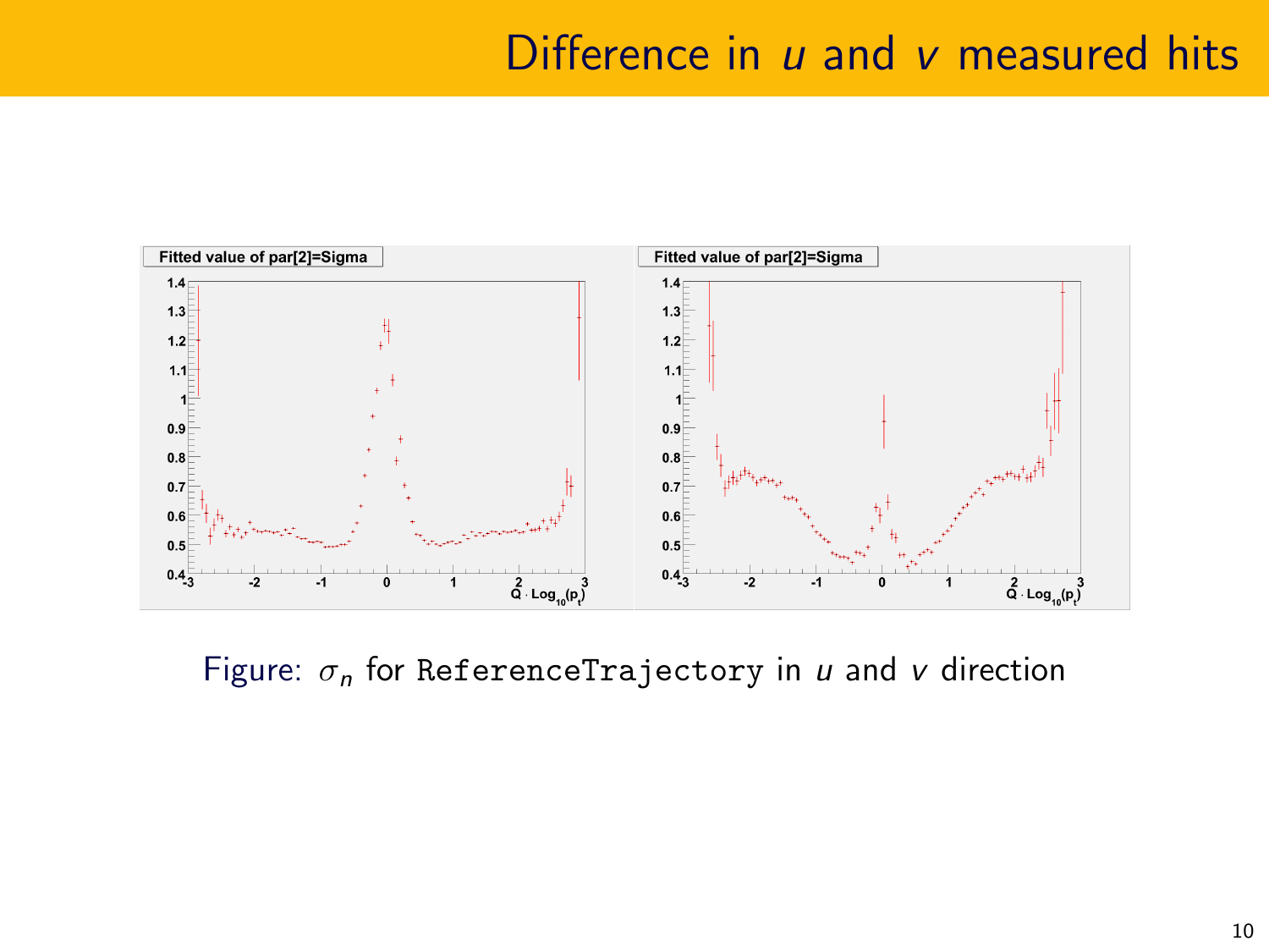# Difference in $u$ and $v$ measured hits

Figure: $\sigma_n$ for `ReferenceTrajectory` in $u$ and $v$ direction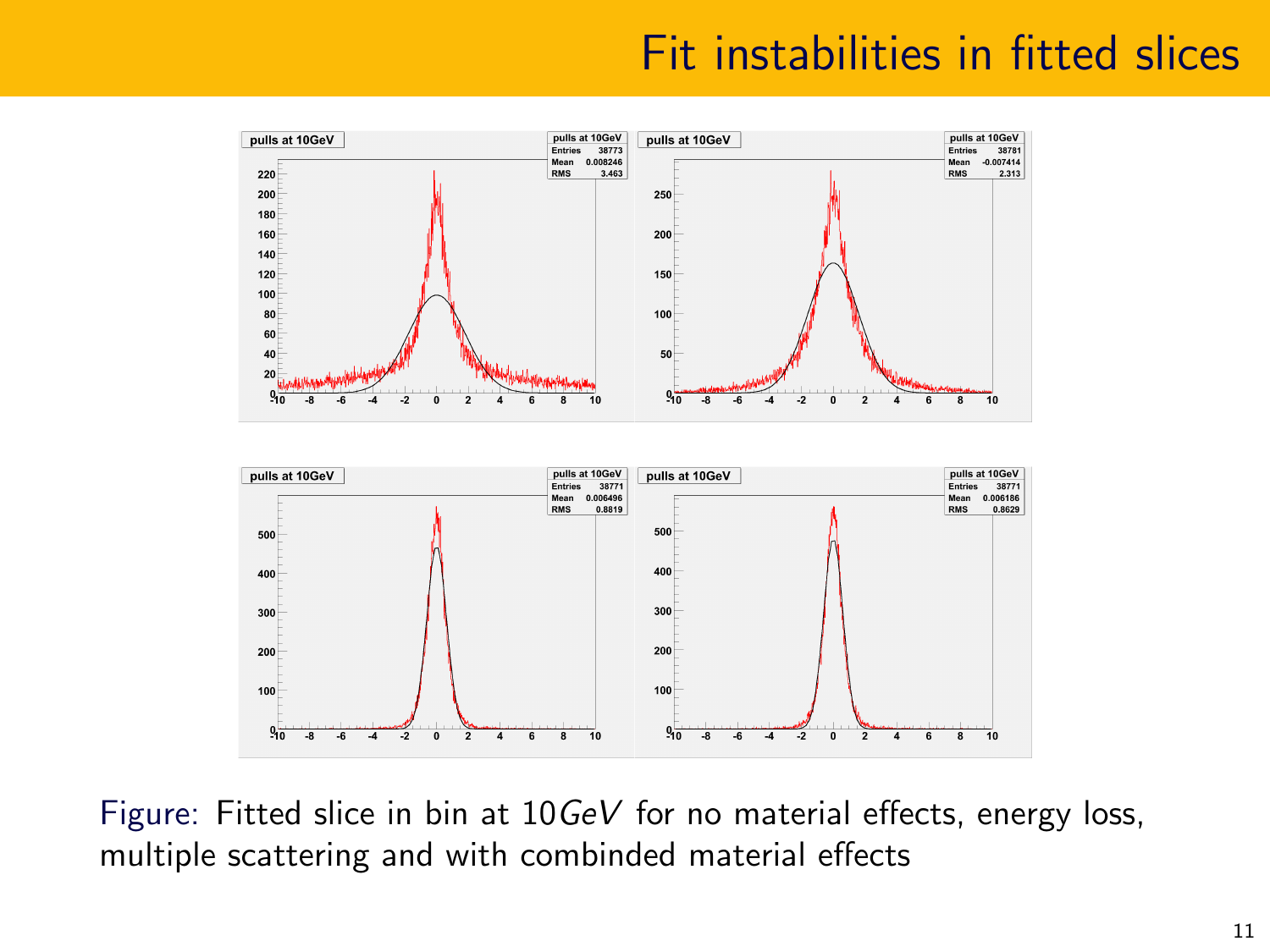# Fit instabilities in fitted slices

Figure: Fitted slice in bin at $10 GeV$ for no material effects, energy loss, multiple scattering and with combinded material effects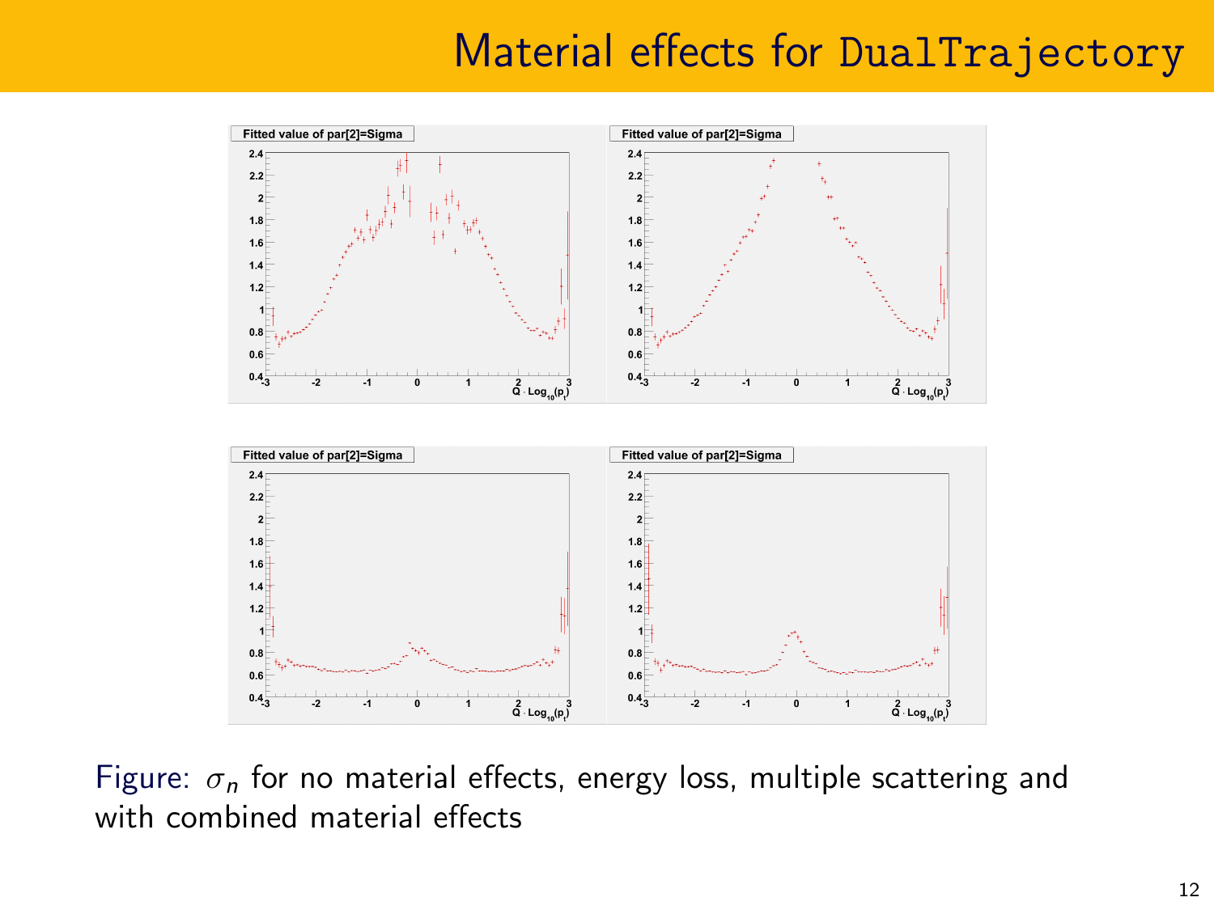# Material effects for DualTrajectory

Figure: $\sigma_n$ for no material effects, energy loss, multiple scattering and with combined material effects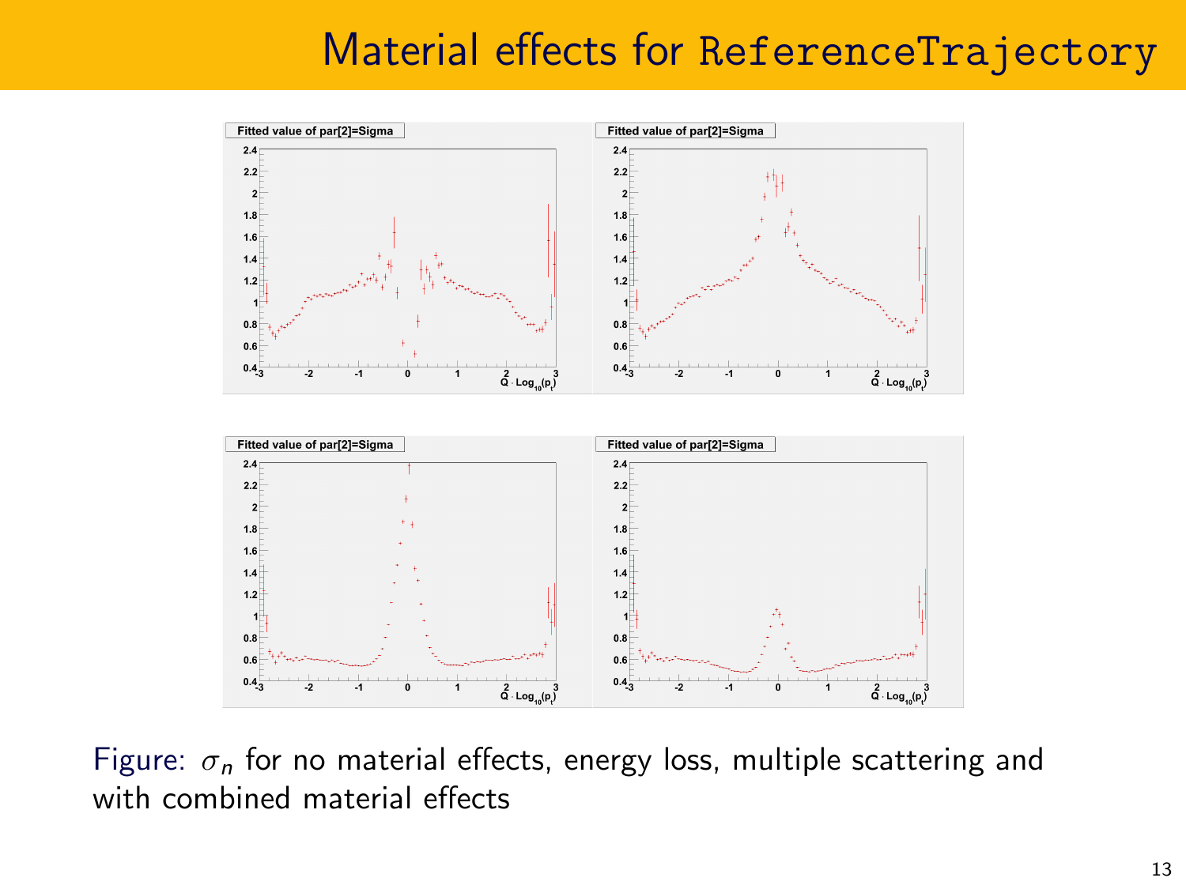# Material effects for ReferenceTrajectory

Figure: $\sigma_n$ for no material effects, energy loss, multiple scattering and with combined material effects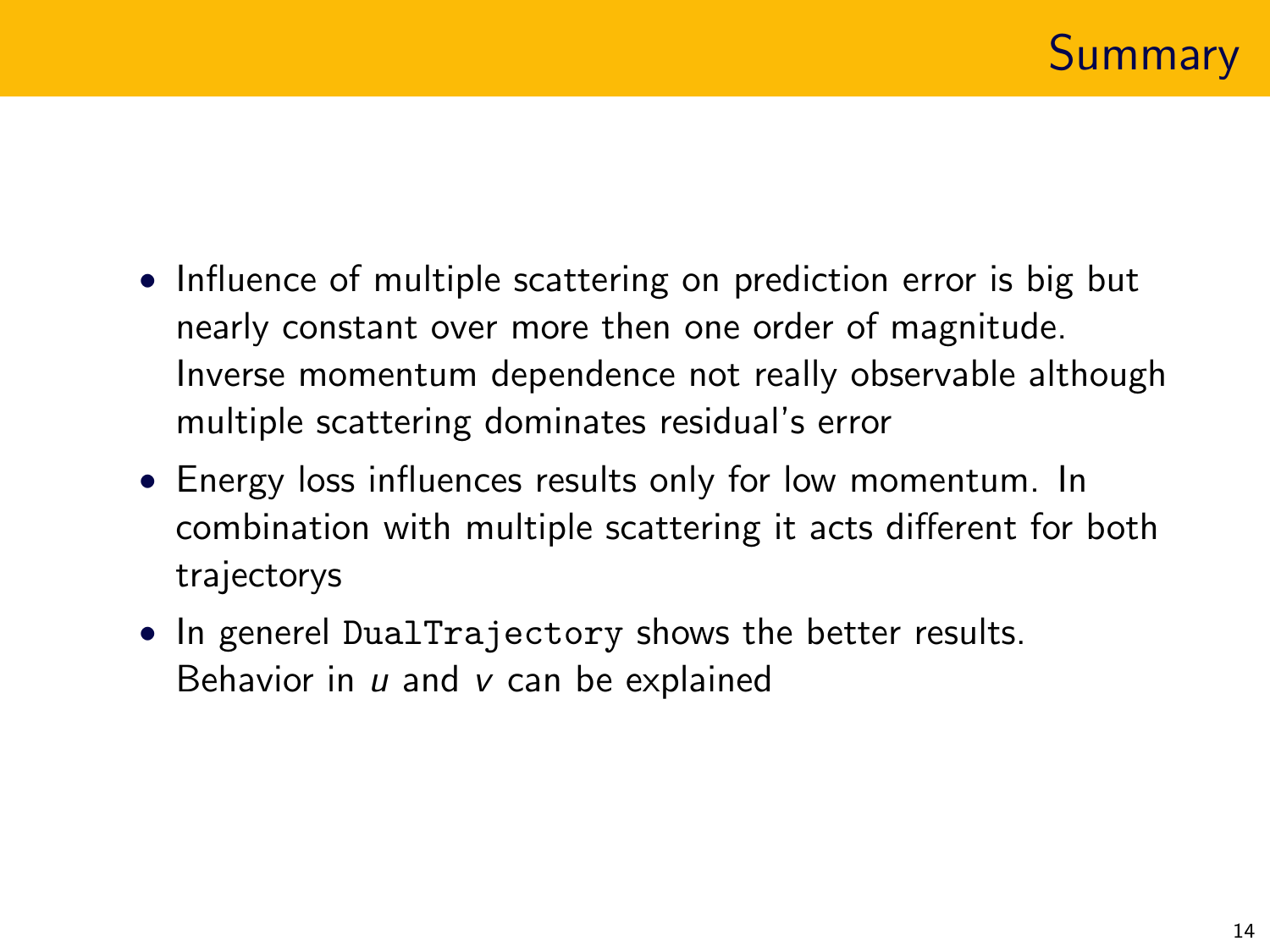# Summary

- Influence of multiple scattering on prediction error is big but nearly constant over more then one order of magnitude. Inverse momentum dependence not really observable although multiple scattering dominates residual's error
- Energy loss influences results only for low momentum. In combination with multiple scattering it acts different for both trajectorys
- In generel `DualTrajectory` shows the better results. Behavior in $u$ and $v$ can be explained